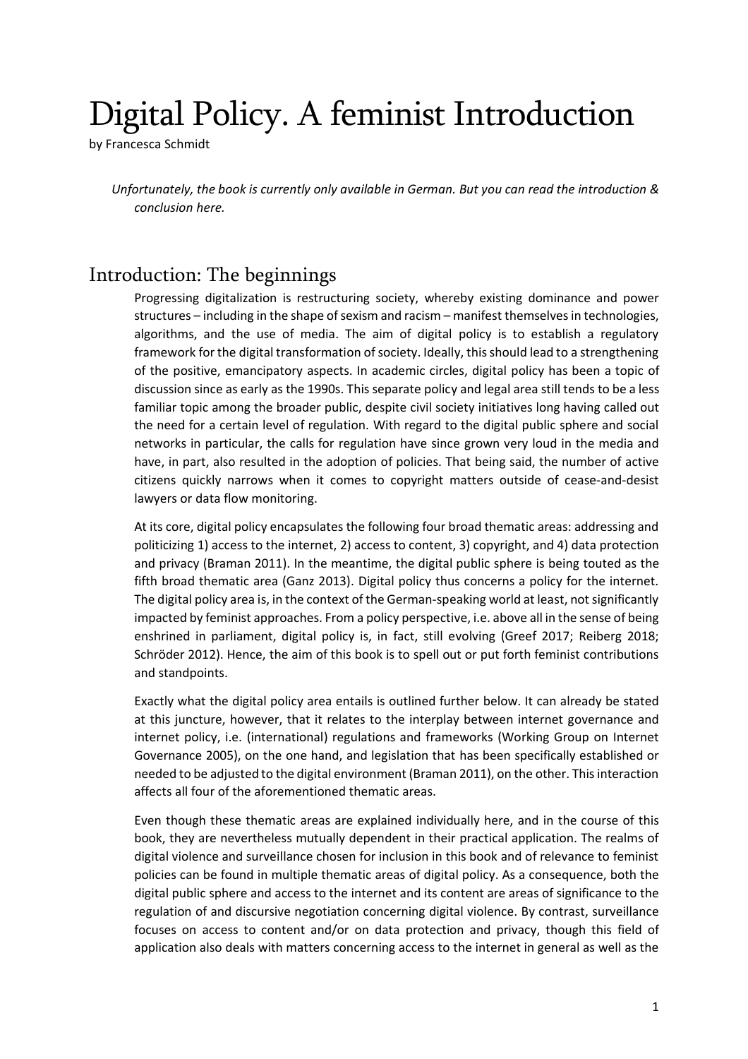# Digital Policy. A feminist Introduction

by Francesca Schmidt

*Unfortunately, the book is currently only available in German. But you can read the introduction & conclusion here.*

## Introduction: The beginnings

Progressing digitalization is restructuring society, whereby existing dominance and power structures – including in the shape of sexism and racism – manifest themselves in technologies, algorithms, and the use of media. The aim of digital policy is to establish a regulatory framework for the digital transformation of society. Ideally, this should lead to a strengthening of the positive, emancipatory aspects. In academic circles, digital policy has been a topic of discussion since as early as the 1990s. This separate policy and legal area still tends to be a less familiar topic among the broader public, despite civil society initiatives long having called out the need for a certain level of regulation. With regard to the digital public sphere and social networks in particular, the calls for regulation have since grown very loud in the media and have, in part, also resulted in the adoption of policies. That being said, the number of active citizens quickly narrows when it comes to copyright matters outside of cease-and-desist lawyers or data flow monitoring.

At its core, digital policy encapsulates the following four broad thematic areas: addressing and politicizing 1) access to the internet, 2) access to content, 3) copyright, and 4) data protection and privacy (Braman 2011). In the meantime, the digital public sphere is being touted as the fifth broad thematic area (Ganz 2013). Digital policy thus concerns a policy for the internet. The digital policy area is, in the context of the German-speaking world at least, not significantly impacted by feminist approaches. From a policy perspective, i.e. above all in the sense of being enshrined in parliament, digital policy is, in fact, still evolving (Greef 2017; Reiberg 2018; Schröder 2012). Hence, the aim of this book is to spell out or put forth feminist contributions and standpoints.

Exactly what the digital policy area entails is outlined further below. It can already be stated at this juncture, however, that it relates to the interplay between internet governance and internet policy, i.e. (international) regulations and frameworks (Working Group on Internet Governance 2005), on the one hand, and legislation that has been specifically established or needed to be adjusted to the digital environment (Braman 2011), on the other. This interaction affects all four of the aforementioned thematic areas.

Even though these thematic areas are explained individually here, and in the course of this book, they are nevertheless mutually dependent in their practical application. The realms of digital violence and surveillance chosen for inclusion in this book and of relevance to feminist policies can be found in multiple thematic areas of digital policy. As a consequence, both the digital public sphere and access to the internet and its content are areas of significance to the regulation of and discursive negotiation concerning digital violence. By contrast, surveillance focuses on access to content and/or on data protection and privacy, though this field of application also deals with matters concerning access to the internet in general as well as the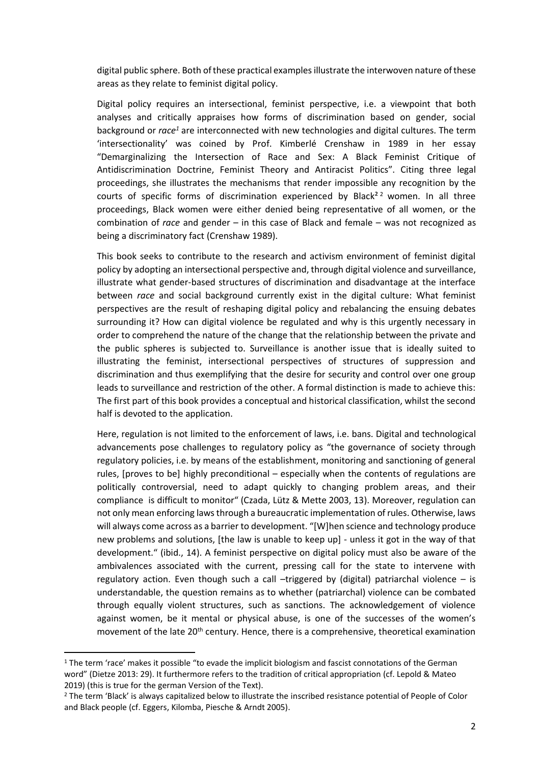digital public sphere. Both of these practical examples illustrate the interwoven nature of these areas as they relate to feminist digital policy.

Digital policy requires an intersectional, feminist perspective, i.e. a viewpoint that both analyses and critically appraises how forms of discrimination based on gender, social background or *race*[1] are interconnected with new technologies and digital cultures. The term 'intersectionality' was coined by Prof. Kimberlé Crenshaw in 1989 in her essay "Demarginalizing the Intersection of Race and Sex: A Black Feminist Critique of Antidiscrimination Doctrine, Feminist Theory and Antiracist Politics". Citing three legal proceedings, she illustrates the mechanisms that render impossible any recognition by the courts of specific forms of discrimination experienced by Black[2] [2] women. In all three proceedings, Black women were either denied being representative of all women, or the combination of *race* and gender – in this case of Black and female – was not recognized as being a discriminatory fact (Crenshaw 1989).

This book seeks to contribute to the research and activism environment of feminist digital policy by adopting an intersectional perspective and, through digital violence and surveillance, illustrate what gender-based structures of discrimination and disadvantage at the interface between *race* and social background currently exist in the digital culture: What feminist perspectives are the result of reshaping digital policy and rebalancing the ensuing debates surrounding it? How can digital violence be regulated and why is this urgently necessary in order to comprehend the nature of the change that the relationship between the private and the public spheres is subjected to. Surveillance is another issue that is ideally suited to illustrating the feminist, intersectional perspectives of structures of suppression and discrimination and thus exemplifying that the desire for security and control over one group leads to surveillance and restriction of the other. A formal distinction is made to achieve this: The first part of this book provides a conceptual and historical classification, whilst the second half is devoted to the application.

Here, regulation is not limited to the enforcement of laws, i.e. bans. Digital and technological advancements pose challenges to regulatory policy as "the governance of society through regulatory policies, i.e. by means of the establishment, monitoring and sanctioning of general rules, [proves to be] highly preconditional – especially when the contents of regulations are politically controversial, need to adapt quickly to changing problem areas, and their compliance is difficult to monitor" (Czada, Lütz & Mette 2003, 13). Moreover, regulation can not only mean enforcing laws through a bureaucratic implementation of rules. Otherwise, laws will always come across as a barrier to development. "[W]hen science and technology produce new problems and solutions, [the law is unable to keep up] - unless it got in the way of that development." (ibid., 14). A feminist perspective on digital policy must also be aware of the ambivalences associated with the current, pressing call for the state to intervene with regulatory action. Even though such a call –triggered by (digital) patriarchal violence – is understandable, the question remains as to whether (patriarchal) violence can be combated through equally violent structures, such as sanctions. The acknowledgement of violence against women, be it mental or physical abuse, is one of the successes of the women's movement of the late 20th century. Hence, there is a comprehensive, theoretical examination

---

[1] The term 'race' makes it possible "to evade the implicit biologism and fascist connotations of the German word" (Dietze 2013: 29). It furthermore refers to the tradition of critical appropriation (cf. Lepold & Mateo 2019) (this is true for the german Version of the Text).

[2] The term 'Black' is always capitalized below to illustrate the inscribed resistance potential of People of Color and Black people (cf. Eggers, Kilomba, Piesche & Arndt 2005).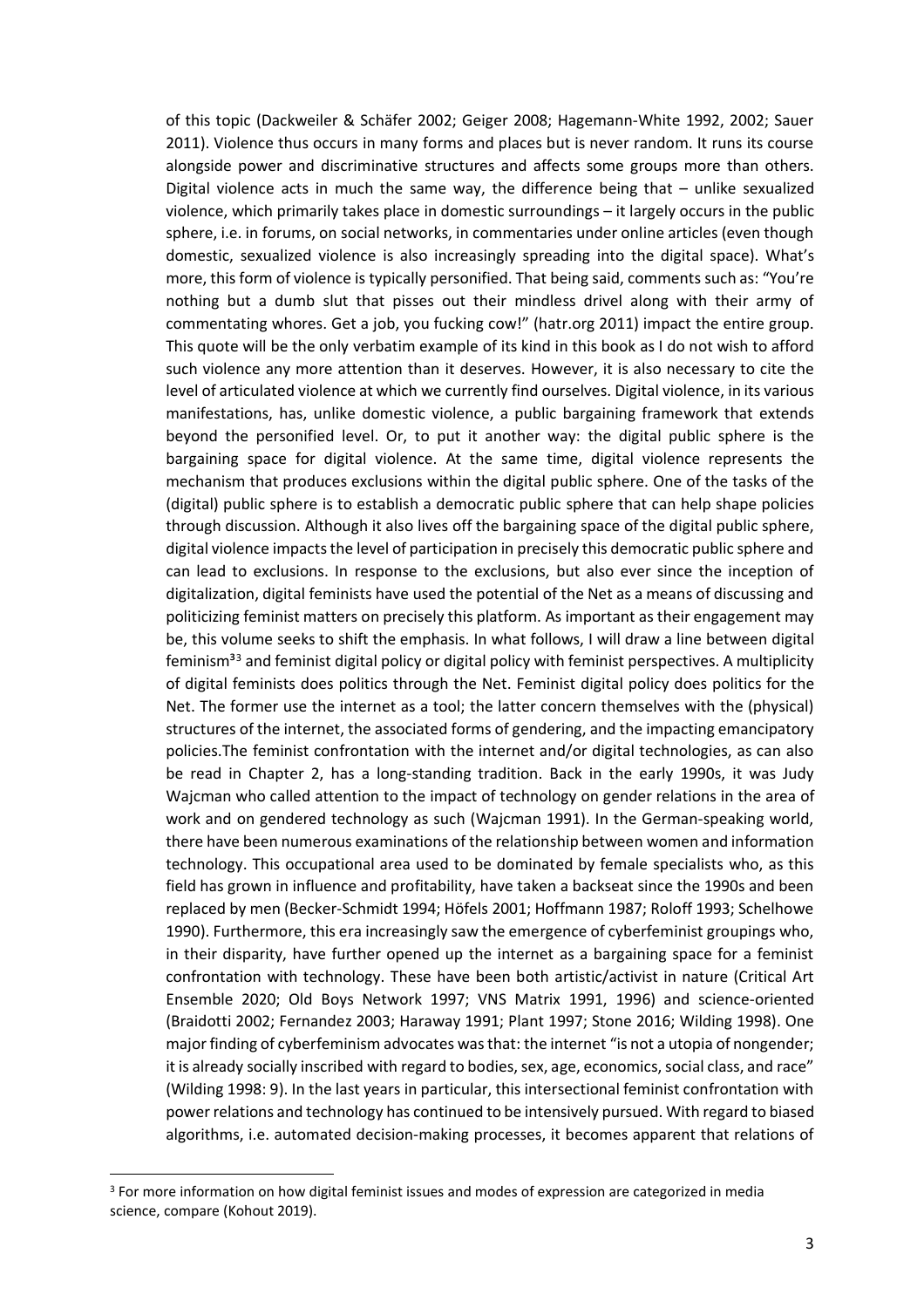of this topic (Dackweiler & Schäfer 2002; Geiger 2008; Hagemann-White 1992, 2002; Sauer 2011). Violence thus occurs in many forms and places but is never random. It runs its course alongside power and discriminative structures and affects some groups more than others. Digital violence acts in much the same way, the difference being that – unlike sexualized violence, which primarily takes place in domestic surroundings – it largely occurs in the public sphere, i.e. in forums, on social networks, in commentaries under online articles (even though domestic, sexualized violence is also increasingly spreading into the digital space). What's more, this form of violence is typically personified. That being said, comments such as: "You're nothing but a dumb slut that pisses out their mindless drivel along with their army of commentating whores. Get a job, you fucking cow!" (hatr.org 2011) impact the entire group. This quote will be the only verbatim example of its kind in this book as I do not wish to afford such violence any more attention than it deserves. However, it is also necessary to cite the level of articulated violence at which we currently find ourselves. Digital violence, in its various manifestations, has, unlike domestic violence, a public bargaining framework that extends beyond the personified level. Or, to put it another way: the digital public sphere is the bargaining space for digital violence. At the same time, digital violence represents the mechanism that produces exclusions within the digital public sphere. One of the tasks of the (digital) public sphere is to establish a democratic public sphere that can help shape policies through discussion. Although it also lives off the bargaining space of the digital public sphere, digital violence impacts the level of participation in precisely this democratic public sphere and can lead to exclusions. In response to the exclusions, but also ever since the inception of digitalization, digital feminists have used the potential of the Net as a means of discussing and politicizing feminist matters on precisely this platform. As important as their engagement may be, this volume seeks to shift the emphasis. In what follows, I will draw a line between digital feminism[3] and feminist digital policy or digital policy with feminist perspectives. A multiplicity of digital feminists does politics through the Net. Feminist digital policy does politics for the Net. The former use the internet as a tool; the latter concern themselves with the (physical) structures of the internet, the associated forms of gendering, and the impacting emancipatory policies.The feminist confrontation with the internet and/or digital technologies, as can also be read in Chapter 2, has a long-standing tradition. Back in the early 1990s, it was Judy Wajcman who called attention to the impact of technology on gender relations in the area of work and on gendered technology as such (Wajcman 1991). In the German-speaking world, there have been numerous examinations of the relationship between women and information technology. This occupational area used to be dominated by female specialists who, as this field has grown in influence and profitability, have taken a backseat since the 1990s and been replaced by men (Becker-Schmidt 1994; Höfels 2001; Hoffmann 1987; Roloff 1993; Schelhowe 1990). Furthermore, this era increasingly saw the emergence of cyberfeminist groupings who, in their disparity, have further opened up the internet as a bargaining space for a feminist confrontation with technology. These have been both artistic/activist in nature (Critical Art Ensemble 2020; Old Boys Network 1997; VNS Matrix 1991, 1996) and science-oriented (Braidotti 2002; Fernandez 2003; Haraway 1991; Plant 1997; Stone 2016; Wilding 1998). One major finding of cyberfeminism advocates was that: the internet "is not a utopia of nongender; it is already socially inscribed with regard to bodies, sex, age, economics, social class, and race" (Wilding 1998: 9). In the last years in particular, this intersectional feminist confrontation with power relations and technology has continued to be intensively pursued. With regard to biased algorithms, i.e. automated decision-making processes, it becomes apparent that relations of

[3] For more information on how digital feminist issues and modes of expression are categorized in media science, compare (Kohout 2019).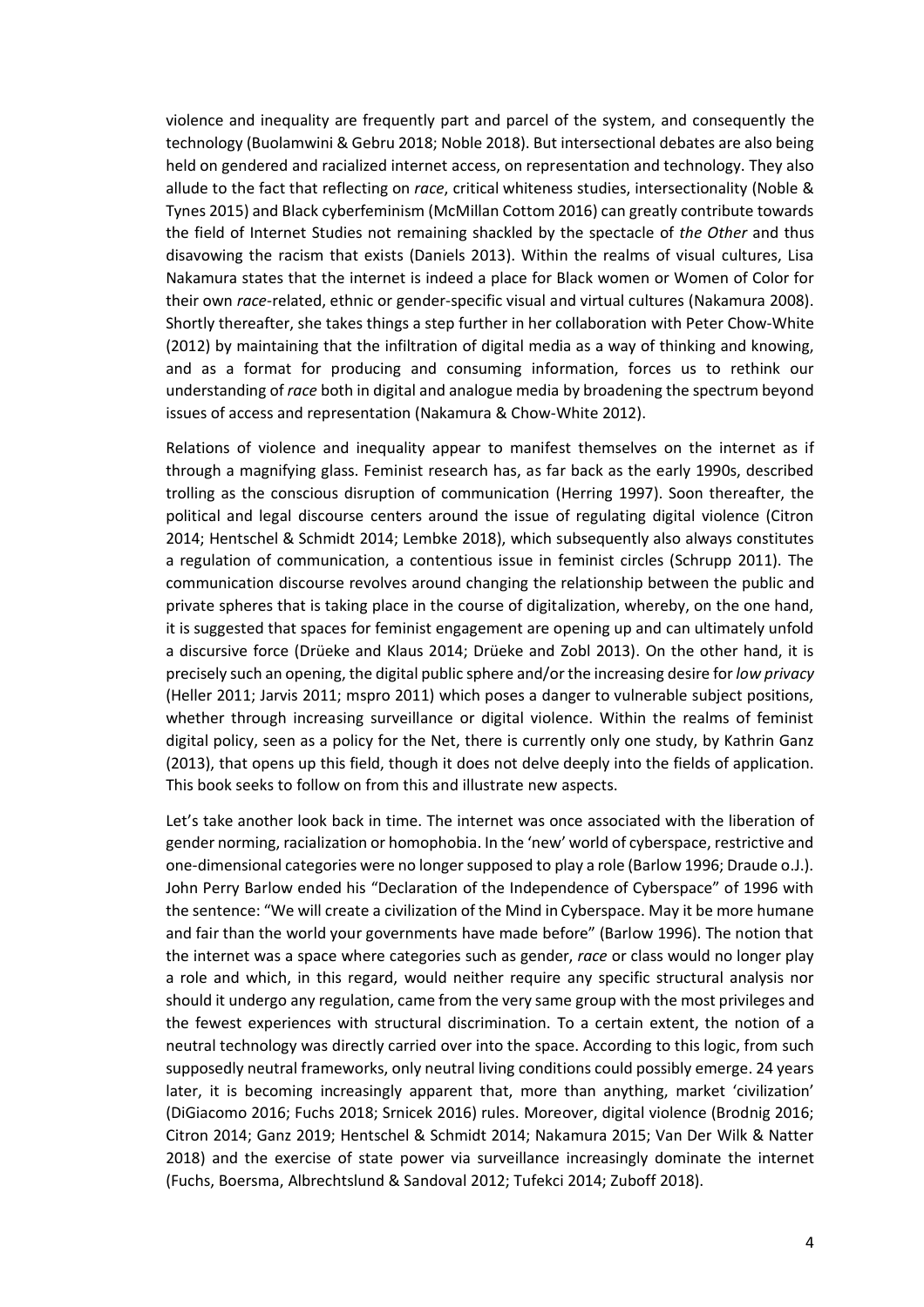violence and inequality are frequently part and parcel of the system, and consequently the technology (Buolamwini & Gebru 2018; Noble 2018). But intersectional debates are also being held on gendered and racialized internet access, on representation and technology. They also allude to the fact that reflecting on *race*, critical whiteness studies, intersectionality (Noble & Tynes 2015) and Black cyberfeminism (McMillan Cottom 2016) can greatly contribute towards the field of Internet Studies not remaining shackled by the spectacle of *the Other* and thus disavowing the racism that exists (Daniels 2013). Within the realms of visual cultures, Lisa Nakamura states that the internet is indeed a place for Black women or Women of Color for their own *race*-related, ethnic or gender-specific visual and virtual cultures (Nakamura 2008). Shortly thereafter, she takes things a step further in her collaboration with Peter Chow-White (2012) by maintaining that the infiltration of digital media as a way of thinking and knowing, and as a format for producing and consuming information, forces us to rethink our understanding of *race* both in digital and analogue media by broadening the spectrum beyond issues of access and representation (Nakamura & Chow-White 2012).

Relations of violence and inequality appear to manifest themselves on the internet as if through a magnifying glass. Feminist research has, as far back as the early 1990s, described trolling as the conscious disruption of communication (Herring 1997). Soon thereafter, the political and legal discourse centers around the issue of regulating digital violence (Citron 2014; Hentschel & Schmidt 2014; Lembke 2018), which subsequently also always constitutes a regulation of communication, a contentious issue in feminist circles (Schrupp 2011). The communication discourse revolves around changing the relationship between the public and private spheres that is taking place in the course of digitalization, whereby, on the one hand, it is suggested that spaces for feminist engagement are opening up and can ultimately unfold a discursive force (Drüeke and Klaus 2014; Drüeke and Zobl 2013). On the other hand, it is precisely such an opening, the digital public sphere and/or the increasing desire for *low privacy* (Heller 2011; Jarvis 2011; mspro 2011) which poses a danger to vulnerable subject positions, whether through increasing surveillance or digital violence. Within the realms of feminist digital policy, seen as a policy for the Net, there is currently only one study, by Kathrin Ganz (2013), that opens up this field, though it does not delve deeply into the fields of application. This book seeks to follow on from this and illustrate new aspects.

Let's take another look back in time. The internet was once associated with the liberation of gender norming, racialization or homophobia. In the 'new' world of cyberspace, restrictive and one-dimensional categories were no longer supposed to play a role (Barlow 1996; Draude o.J.). John Perry Barlow ended his "Declaration of the Independence of Cyberspace" of 1996 with the sentence: "We will create a civilization of the Mind in Cyberspace. May it be more humane and fair than the world your governments have made before" (Barlow 1996). The notion that the internet was a space where categories such as gender, *race* or class would no longer play a role and which, in this regard, would neither require any specific structural analysis nor should it undergo any regulation, came from the very same group with the most privileges and the fewest experiences with structural discrimination. To a certain extent, the notion of a neutral technology was directly carried over into the space. According to this logic, from such supposedly neutral frameworks, only neutral living conditions could possibly emerge. 24 years later, it is becoming increasingly apparent that, more than anything, market 'civilization' (DiGiacomo 2016; Fuchs 2018; Srnicek 2016) rules. Moreover, digital violence (Brodnig 2016; Citron 2014; Ganz 2019; Hentschel & Schmidt 2014; Nakamura 2015; Van Der Wilk & Natter 2018) and the exercise of state power via surveillance increasingly dominate the internet (Fuchs, Boersma, Albrechtslund & Sandoval 2012; Tufekci 2014; Zuboff 2018).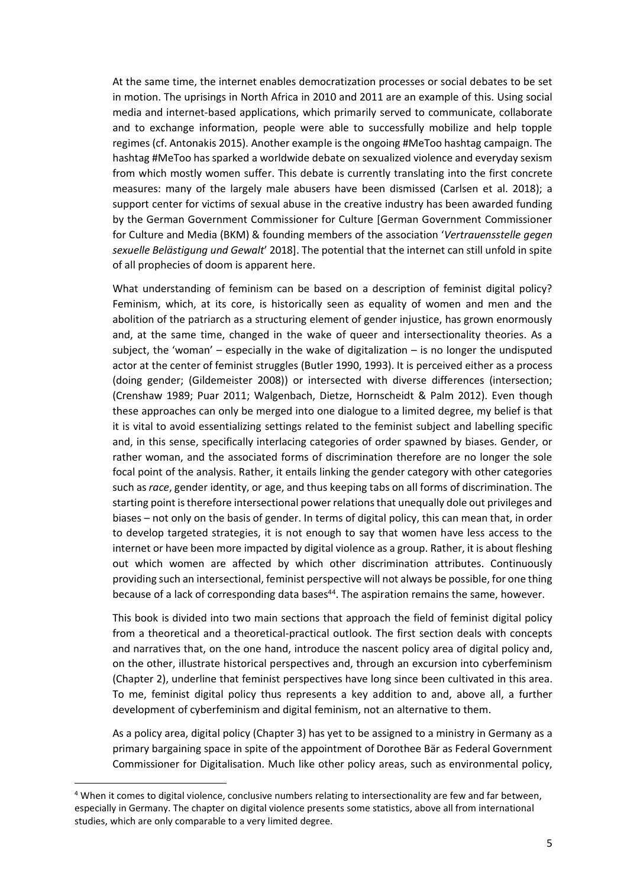At the same time, the internet enables democratization processes or social debates to be set in motion. The uprisings in North Africa in 2010 and 2011 are an example of this. Using social media and internet-based applications, which primarily served to communicate, collaborate and to exchange information, people were able to successfully mobilize and help topple regimes (cf. Antonakis 2015). Another example is the ongoing #MeToo hashtag campaign. The hashtag #MeToo has sparked a worldwide debate on sexualized violence and everyday sexism from which mostly women suffer. This debate is currently translating into the first concrete measures: many of the largely male abusers have been dismissed (Carlsen et al. 2018); a support center for victims of sexual abuse in the creative industry has been awarded funding by the German Government Commissioner for Culture [German Government Commissioner for Culture and Media (BKM) & founding members of the association '*Vertrauensstelle gegen sexuelle Belästigung und Gewalt*' 2018]. The potential that the internet can still unfold in spite of all prophecies of doom is apparent here.

What understanding of feminism can be based on a description of feminist digital policy? Feminism, which, at its core, is historically seen as equality of women and men and the abolition of the patriarch as a structuring element of gender injustice, has grown enormously and, at the same time, changed in the wake of queer and intersectionality theories. As a subject, the 'woman' – especially in the wake of digitalization – is no longer the undisputed actor at the center of feminist struggles (Butler 1990, 1993). It is perceived either as a process (doing gender; (Gildemeister 2008)) or intersected with diverse differences (intersection; (Crenshaw 1989; Puar 2011; Walgenbach, Dietze, Hornscheidt & Palm 2012). Even though these approaches can only be merged into one dialogue to a limited degree, my belief is that it is vital to avoid essentializing settings related to the feminist subject and labelling specific and, in this sense, specifically interlacing categories of order spawned by biases. Gender, or rather woman, and the associated forms of discrimination therefore are no longer the sole focal point of the analysis. Rather, it entails linking the gender category with other categories such as *race*, gender identity, or age, and thus keeping tabs on all forms of discrimination. The starting point is therefore intersectional power relations that unequally dole out privileges and biases – not only on the basis of gender. In terms of digital policy, this can mean that, in order to develop targeted strategies, it is not enough to say that women have less access to the internet or have been more impacted by digital violence as a group. Rather, it is about fleshing out which women are affected by which other discrimination attributes. Continuously providing such an intersectional, feminist perspective will not always be possible, for one thing because of a lack of corresponding data bases[44]. The aspiration remains the same, however.

This book is divided into two main sections that approach the field of feminist digital policy from a theoretical and a theoretical-practical outlook. The first section deals with concepts and narratives that, on the one hand, introduce the nascent policy area of digital policy and, on the other, illustrate historical perspectives and, through an excursion into cyberfeminism (Chapter 2), underline that feminist perspectives have long since been cultivated in this area. To me, feminist digital policy thus represents a key addition to and, above all, a further development of cyberfeminism and digital feminism, not an alternative to them.

As a policy area, digital policy (Chapter 3) has yet to be assigned to a ministry in Germany as a primary bargaining space in spite of the appointment of Dorothee Bär as Federal Government Commissioner for Digitalisation. Much like other policy areas, such as environmental policy,

[4] When it comes to digital violence, conclusive numbers relating to intersectionality are few and far between, especially in Germany. The chapter on digital violence presents some statistics, above all from international studies, which are only comparable to a very limited degree.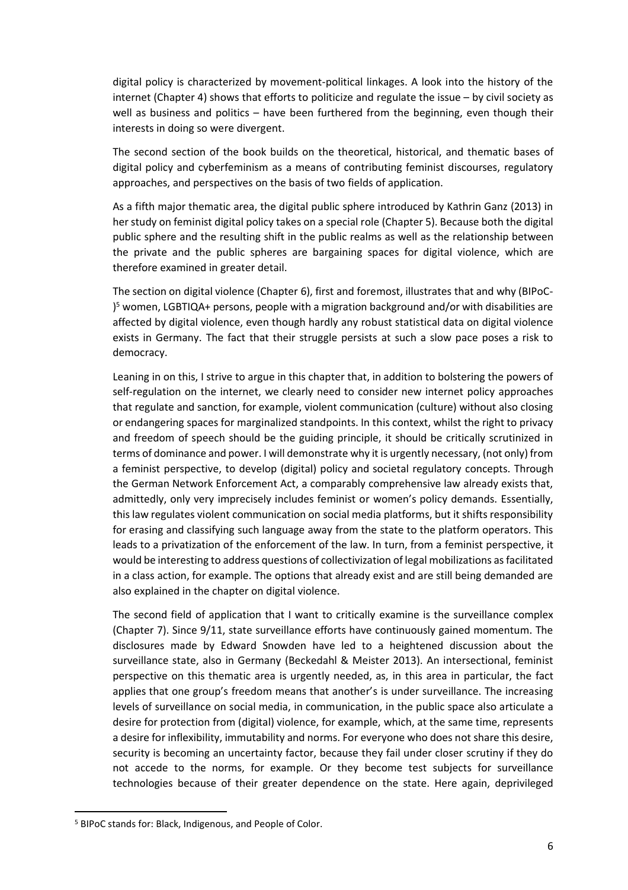digital policy is characterized by movement-political linkages. A look into the history of the internet (Chapter 4) shows that efforts to politicize and regulate the issue – by civil society as well as business and politics – have been furthered from the beginning, even though their interests in doing so were divergent.

The second section of the book builds on the theoretical, historical, and thematic bases of digital policy and cyberfeminism as a means of contributing feminist discourses, regulatory approaches, and perspectives on the basis of two fields of application.

As a fifth major thematic area, the digital public sphere introduced by Kathrin Ganz (2013) in her study on feminist digital policy takes on a special role (Chapter 5). Because both the digital public sphere and the resulting shift in the public realms as well as the relationship between the private and the public spheres are bargaining spaces for digital violence, which are therefore examined in greater detail.

The section on digital violence (Chapter 6), first and foremost, illustrates that and why (BIPoC-)[5] women, LGBTIQA+ persons, people with a migration background and/or with disabilities are affected by digital violence, even though hardly any robust statistical data on digital violence exists in Germany. The fact that their struggle persists at such a slow pace poses a risk to democracy.

Leaning in on this, I strive to argue in this chapter that, in addition to bolstering the powers of self-regulation on the internet, we clearly need to consider new internet policy approaches that regulate and sanction, for example, violent communication (culture) without also closing or endangering spaces for marginalized standpoints. In this context, whilst the right to privacy and freedom of speech should be the guiding principle, it should be critically scrutinized in terms of dominance and power. I will demonstrate why it is urgently necessary, (not only) from a feminist perspective, to develop (digital) policy and societal regulatory concepts. Through the German Network Enforcement Act, a comparably comprehensive law already exists that, admittedly, only very imprecisely includes feminist or women's policy demands. Essentially, this law regulates violent communication on social media platforms, but it shifts responsibility for erasing and classifying such language away from the state to the platform operators. This leads to a privatization of the enforcement of the law. In turn, from a feminist perspective, it would be interesting to address questions of collectivization of legal mobilizations as facilitated in a class action, for example. The options that already exist and are still being demanded are also explained in the chapter on digital violence.

The second field of application that I want to critically examine is the surveillance complex (Chapter 7). Since 9/11, state surveillance efforts have continuously gained momentum. The disclosures made by Edward Snowden have led to a heightened discussion about the surveillance state, also in Germany (Beckedahl & Meister 2013). An intersectional, feminist perspective on this thematic area is urgently needed, as, in this area in particular, the fact applies that one group's freedom means that another's is under surveillance. The increasing levels of surveillance on social media, in communication, in the public space also articulate a desire for protection from (digital) violence, for example, which, at the same time, represents a desire for inflexibility, immutability and norms. For everyone who does not share this desire, security is becoming an uncertainty factor, because they fail under closer scrutiny if they do not accede to the norms, for example. Or they become test subjects for surveillance technologies because of their greater dependence on the state. Here again, deprivileged

[5] BIPoC stands for: Black, Indigenous, and People of Color.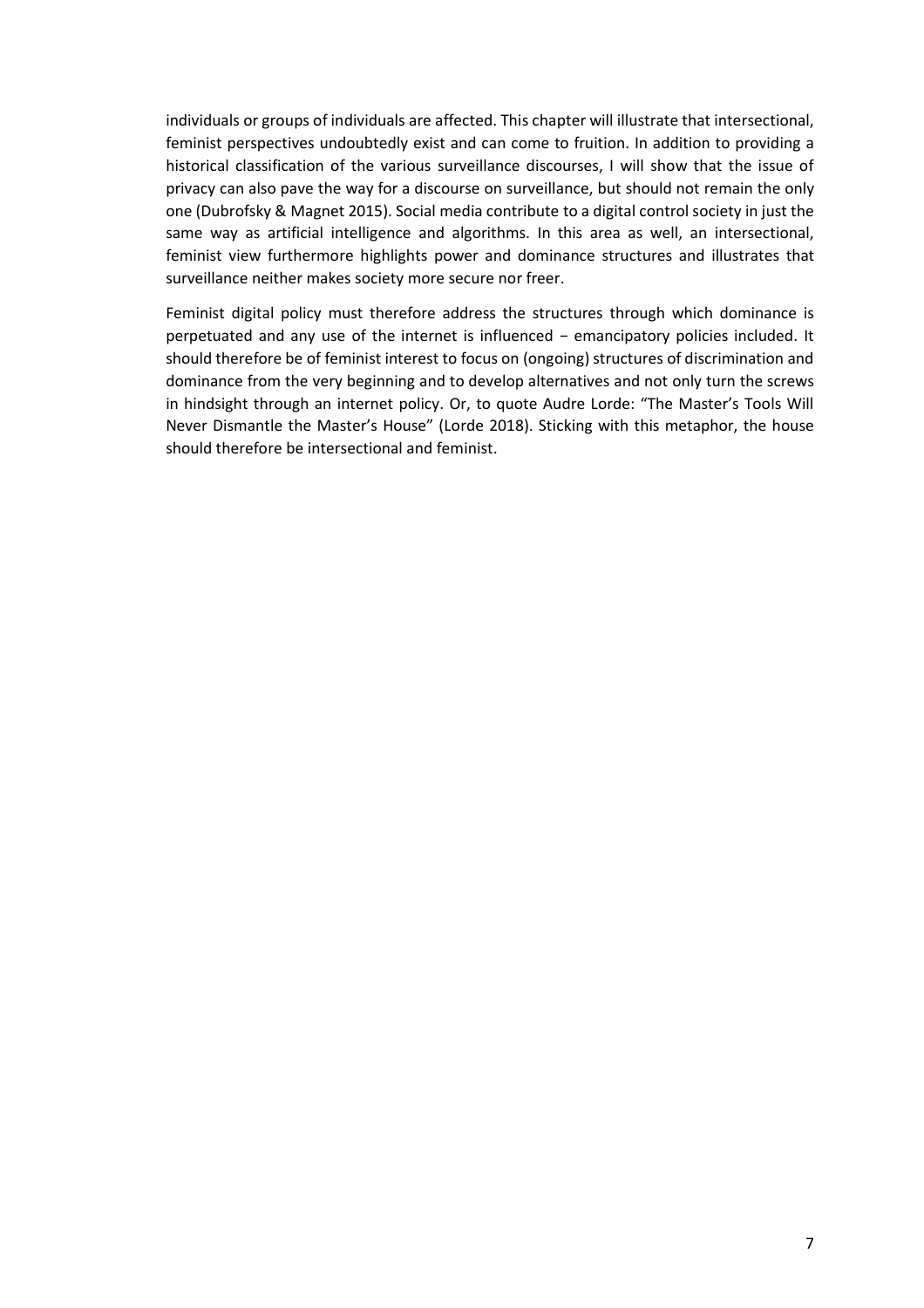individuals or groups of individuals are affected. This chapter will illustrate that intersectional, feminist perspectives undoubtedly exist and can come to fruition. In addition to providing a historical classification of the various surveillance discourses, I will show that the issue of privacy can also pave the way for a discourse on surveillance, but should not remain the only one (Dubrofsky & Magnet 2015). Social media contribute to a digital control society in just the same way as artificial intelligence and algorithms. In this area as well, an intersectional, feminist view furthermore highlights power and dominance structures and illustrates that surveillance neither makes society more secure nor freer.

Feminist digital policy must therefore address the structures through which dominance is perpetuated and any use of the internet is influenced − emancipatory policies included. It should therefore be of feminist interest to focus on (ongoing) structures of discrimination and dominance from the very beginning and to develop alternatives and not only turn the screws in hindsight through an internet policy. Or, to quote Audre Lorde: "The Master's Tools Will Never Dismantle the Master's House" (Lorde 2018). Sticking with this metaphor, the house should therefore be intersectional and feminist.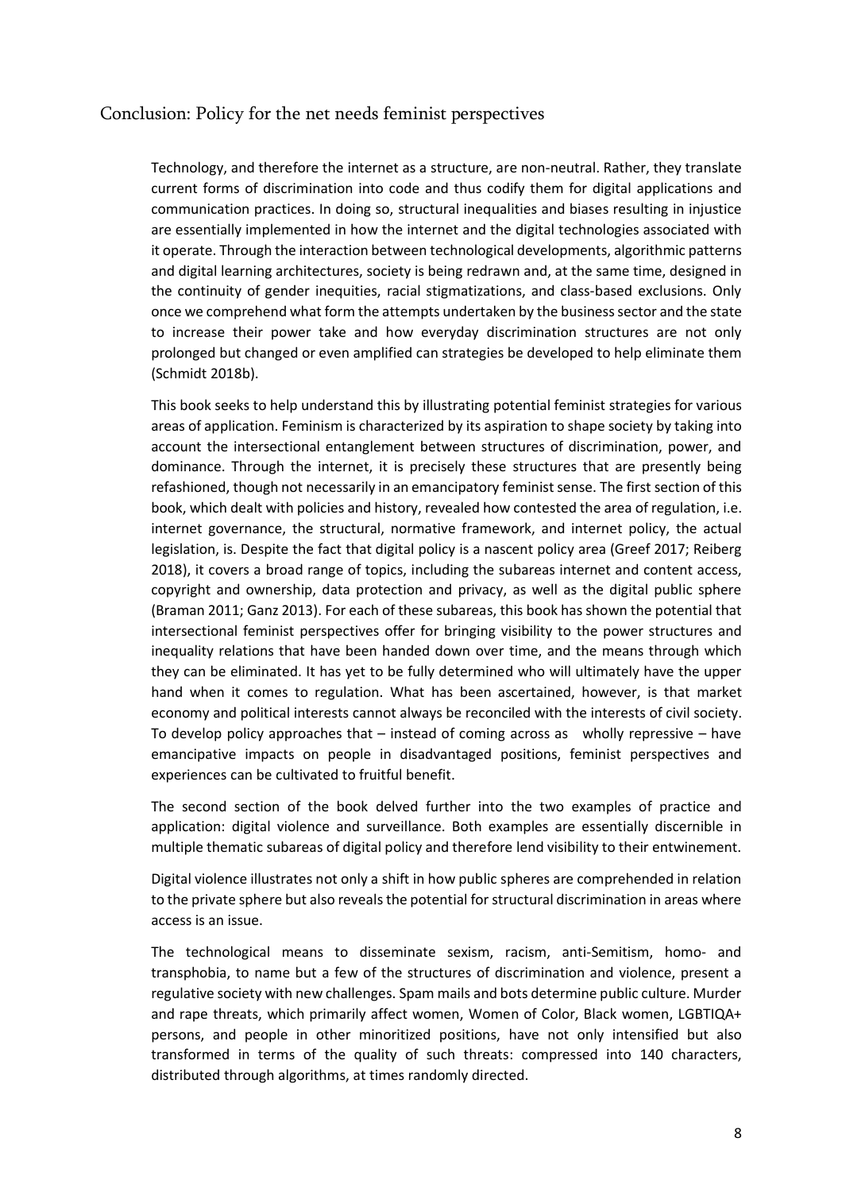## Conclusion: Policy for the net needs feminist perspectives

Technology, and therefore the internet as a structure, are non-neutral. Rather, they translate current forms of discrimination into code and thus codify them for digital applications and communication practices. In doing so, structural inequalities and biases resulting in injustice are essentially implemented in how the internet and the digital technologies associated with it operate. Through the interaction between technological developments, algorithmic patterns and digital learning architectures, society is being redrawn and, at the same time, designed in the continuity of gender inequities, racial stigmatizations, and class-based exclusions. Only once we comprehend what form the attempts undertaken by the business sector and the state to increase their power take and how everyday discrimination structures are not only prolonged but changed or even amplified can strategies be developed to help eliminate them (Schmidt 2018b).

This book seeks to help understand this by illustrating potential feminist strategies for various areas of application. Feminism is characterized by its aspiration to shape society by taking into account the intersectional entanglement between structures of discrimination, power, and dominance. Through the internet, it is precisely these structures that are presently being refashioned, though not necessarily in an emancipatory feminist sense. The first section of this book, which dealt with policies and history, revealed how contested the area of regulation, i.e. internet governance, the structural, normative framework, and internet policy, the actual legislation, is. Despite the fact that digital policy is a nascent policy area (Greef 2017; Reiberg 2018), it covers a broad range of topics, including the subareas internet and content access, copyright and ownership, data protection and privacy, as well as the digital public sphere (Braman 2011; Ganz 2013). For each of these subareas, this book has shown the potential that intersectional feminist perspectives offer for bringing visibility to the power structures and inequality relations that have been handed down over time, and the means through which they can be eliminated. It has yet to be fully determined who will ultimately have the upper hand when it comes to regulation. What has been ascertained, however, is that market economy and political interests cannot always be reconciled with the interests of civil society. To develop policy approaches that – instead of coming across as wholly repressive – have emancipative impacts on people in disadvantaged positions, feminist perspectives and experiences can be cultivated to fruitful benefit.

The second section of the book delved further into the two examples of practice and application: digital violence and surveillance. Both examples are essentially discernible in multiple thematic subareas of digital policy and therefore lend visibility to their entwinement.

Digital violence illustrates not only a shift in how public spheres are comprehended in relation to the private sphere but also reveals the potential for structural discrimination in areas where access is an issue.

The technological means to disseminate sexism, racism, anti-Semitism, homo- and transphobia, to name but a few of the structures of discrimination and violence, present a regulative society with new challenges. Spam mails and bots determine public culture. Murder and rape threats, which primarily affect women, Women of Color, Black women, LGBTIQA+ persons, and people in other minoritized positions, have not only intensified but also transformed in terms of the quality of such threats: compressed into 140 characters, distributed through algorithms, at times randomly directed.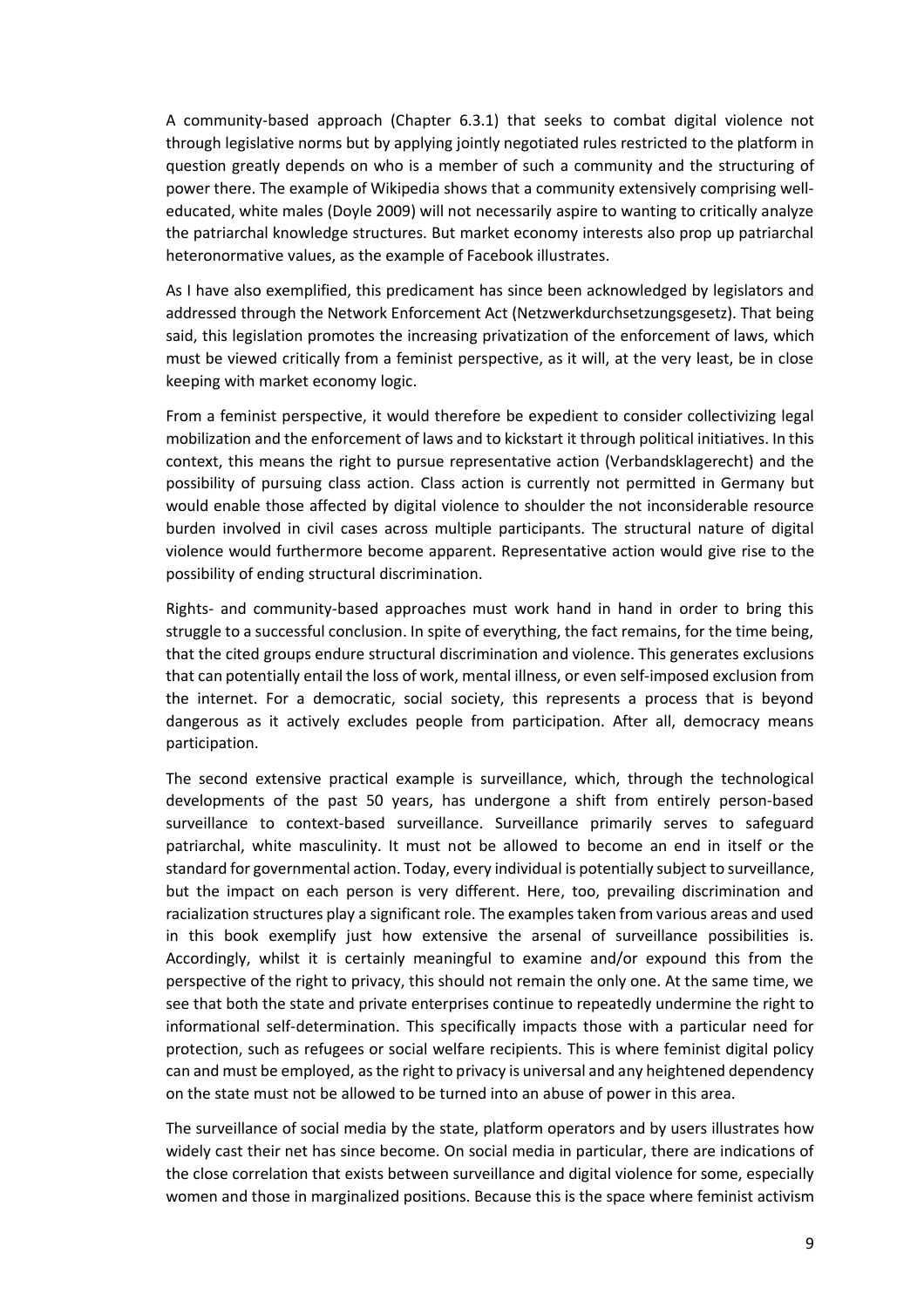A community-based approach (Chapter 6.3.1) that seeks to combat digital violence not through legislative norms but by applying jointly negotiated rules restricted to the platform in question greatly depends on who is a member of such a community and the structuring of power there. The example of Wikipedia shows that a community extensively comprising well-educated, white males (Doyle 2009) will not necessarily aspire to wanting to critically analyze the patriarchal knowledge structures. But market economy interests also prop up patriarchal heteronormative values, as the example of Facebook illustrates.

As I have also exemplified, this predicament has since been acknowledged by legislators and addressed through the Network Enforcement Act (Netzwerkdurchsetzungsgesetz). That being said, this legislation promotes the increasing privatization of the enforcement of laws, which must be viewed critically from a feminist perspective, as it will, at the very least, be in close keeping with market economy logic.

From a feminist perspective, it would therefore be expedient to consider collectivizing legal mobilization and the enforcement of laws and to kickstart it through political initiatives. In this context, this means the right to pursue representative action (Verbandsklagerecht) and the possibility of pursuing class action. Class action is currently not permitted in Germany but would enable those affected by digital violence to shoulder the not inconsiderable resource burden involved in civil cases across multiple participants. The structural nature of digital violence would furthermore become apparent. Representative action would give rise to the possibility of ending structural discrimination.

Rights- and community-based approaches must work hand in hand in order to bring this struggle to a successful conclusion. In spite of everything, the fact remains, for the time being, that the cited groups endure structural discrimination and violence. This generates exclusions that can potentially entail the loss of work, mental illness, or even self-imposed exclusion from the internet. For a democratic, social society, this represents a process that is beyond dangerous as it actively excludes people from participation. After all, democracy means participation.

The second extensive practical example is surveillance, which, through the technological developments of the past 50 years, has undergone a shift from entirely person-based surveillance to context-based surveillance. Surveillance primarily serves to safeguard patriarchal, white masculinity. It must not be allowed to become an end in itself or the standard for governmental action. Today, every individual is potentially subject to surveillance, but the impact on each person is very different. Here, too, prevailing discrimination and racialization structures play a significant role. The examples taken from various areas and used in this book exemplify just how extensive the arsenal of surveillance possibilities is. Accordingly, whilst it is certainly meaningful to examine and/or expound this from the perspective of the right to privacy, this should not remain the only one. At the same time, we see that both the state and private enterprises continue to repeatedly undermine the right to informational self-determination. This specifically impacts those with a particular need for protection, such as refugees or social welfare recipients. This is where feminist digital policy can and must be employed, as the right to privacy is universal and any heightened dependency on the state must not be allowed to be turned into an abuse of power in this area.

The surveillance of social media by the state, platform operators and by users illustrates how widely cast their net has since become. On social media in particular, there are indications of the close correlation that exists between surveillance and digital violence for some, especially women and those in marginalized positions. Because this is the space where feminist activism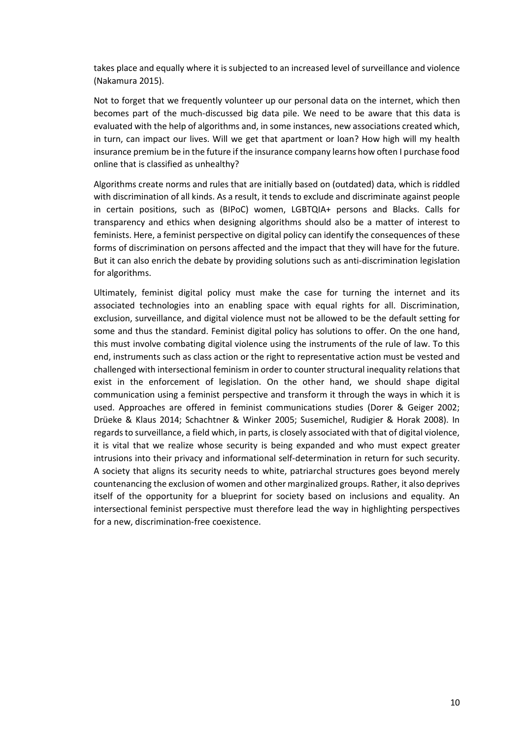takes place and equally where it is subjected to an increased level of surveillance and violence (Nakamura 2015).

Not to forget that we frequently volunteer up our personal data on the internet, which then becomes part of the much-discussed big data pile. We need to be aware that this data is evaluated with the help of algorithms and, in some instances, new associations created which, in turn, can impact our lives. Will we get that apartment or loan? How high will my health insurance premium be in the future if the insurance company learns how often I purchase food online that is classified as unhealthy?

Algorithms create norms and rules that are initially based on (outdated) data, which is riddled with discrimination of all kinds. As a result, it tends to exclude and discriminate against people in certain positions, such as (BIPoC) women, LGBTQIA+ persons and Blacks. Calls for transparency and ethics when designing algorithms should also be a matter of interest to feminists. Here, a feminist perspective on digital policy can identify the consequences of these forms of discrimination on persons affected and the impact that they will have for the future. But it can also enrich the debate by providing solutions such as anti-discrimination legislation for algorithms.

Ultimately, feminist digital policy must make the case for turning the internet and its associated technologies into an enabling space with equal rights for all. Discrimination, exclusion, surveillance, and digital violence must not be allowed to be the default setting for some and thus the standard. Feminist digital policy has solutions to offer. On the one hand, this must involve combating digital violence using the instruments of the rule of law. To this end, instruments such as class action or the right to representative action must be vested and challenged with intersectional feminism in order to counter structural inequality relations that exist in the enforcement of legislation. On the other hand, we should shape digital communication using a feminist perspective and transform it through the ways in which it is used. Approaches are offered in feminist communications studies (Dorer & Geiger 2002; Drüeke & Klaus 2014; Schachtner & Winker 2005; Susemichel, Rudigier & Horak 2008). In regards to surveillance, a field which, in parts, is closely associated with that of digital violence, it is vital that we realize whose security is being expanded and who must expect greater intrusions into their privacy and informational self-determination in return for such security. A society that aligns its security needs to white, patriarchal structures goes beyond merely countenancing the exclusion of women and other marginalized groups. Rather, it also deprives itself of the opportunity for a blueprint for society based on inclusions and equality. An intersectional feminist perspective must therefore lead the way in highlighting perspectives for a new, discrimination-free coexistence.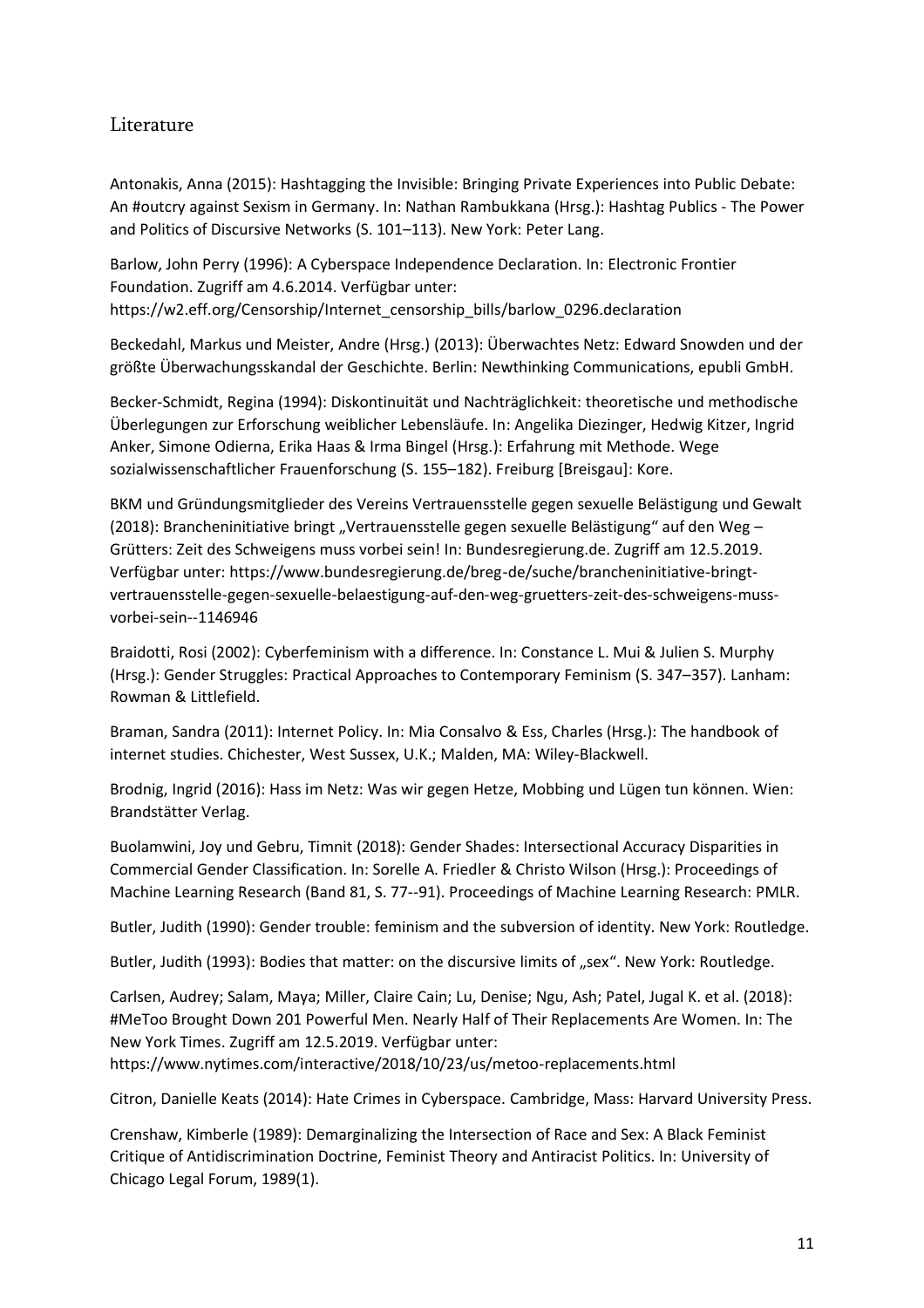## Literature

Antonakis, Anna (2015): Hashtagging the Invisible: Bringing Private Experiences into Public Debate: An #outcry against Sexism in Germany. In: Nathan Rambukkana (Hrsg.): Hashtag Publics - The Power and Politics of Discursive Networks (S. 101–113). New York: Peter Lang.

Barlow, John Perry (1996): A Cyberspace Independence Declaration. In: Electronic Frontier Foundation. Zugriff am 4.6.2014. Verfügbar unter: https://w2.eff.org/Censorship/Internet_censorship_bills/barlow_0296.declaration

Beckedahl, Markus und Meister, Andre (Hrsg.) (2013): Überwachtes Netz: Edward Snowden und der größte Überwachungsskandal der Geschichte. Berlin: Newthinking Communications, epubli GmbH.

Becker-Schmidt, Regina (1994): Diskontinuität und Nachträglichkeit: theoretische und methodische Überlegungen zur Erforschung weiblicher Lebensläufe. In: Angelika Diezinger, Hedwig Kitzer, Ingrid Anker, Simone Odierna, Erika Haas & Irma Bingel (Hrsg.): Erfahrung mit Methode. Wege sozialwissenschaftlicher Frauenforschung (S. 155–182). Freiburg [Breisgau]: Kore.

BKM und Gründungsmitglieder des Vereins Vertrauensstelle gegen sexuelle Belästigung und Gewalt (2018): Brancheninitiative bringt „Vertrauensstelle gegen sexuelle Belästigung" auf den Weg – Grütters: Zeit des Schweigens muss vorbei sein! In: Bundesregierung.de. Zugriff am 12.5.2019. Verfügbar unter: https://www.bundesregierung.de/breg-de/suche/brancheninitiative-bringt-vertrauensstelle-gegen-sexuelle-belaestigung-auf-den-weg-gruetters-zeit-des-schweigens-muss-vorbei-sein--1146946

Braidotti, Rosi (2002): Cyberfeminism with a difference. In: Constance L. Mui & Julien S. Murphy (Hrsg.): Gender Struggles: Practical Approaches to Contemporary Feminism (S. 347–357). Lanham: Rowman & Littlefield.

Braman, Sandra (2011): Internet Policy. In: Mia Consalvo & Ess, Charles (Hrsg.): The handbook of internet studies. Chichester, West Sussex, U.K.; Malden, MA: Wiley-Blackwell.

Brodnig, Ingrid (2016): Hass im Netz: Was wir gegen Hetze, Mobbing und Lügen tun können. Wien: Brandstätter Verlag.

Buolamwini, Joy und Gebru, Timnit (2018): Gender Shades: Intersectional Accuracy Disparities in Commercial Gender Classification. In: Sorelle A. Friedler & Christo Wilson (Hrsg.): Proceedings of Machine Learning Research (Band 81, S. 77--91). Proceedings of Machine Learning Research: PMLR.

Butler, Judith (1990): Gender trouble: feminism and the subversion of identity. New York: Routledge.

Butler, Judith (1993): Bodies that matter: on the discursive limits of „sex". New York: Routledge.

Carlsen, Audrey; Salam, Maya; Miller, Claire Cain; Lu, Denise; Ngu, Ash; Patel, Jugal K. et al. (2018): #MeToo Brought Down 201 Powerful Men. Nearly Half of Their Replacements Are Women. In: The New York Times. Zugriff am 12.5.2019. Verfügbar unter: https://www.nytimes.com/interactive/2018/10/23/us/metoo-replacements.html

Citron, Danielle Keats (2014): Hate Crimes in Cyberspace. Cambridge, Mass: Harvard University Press.

Crenshaw, Kimberle (1989): Demarginalizing the Intersection of Race and Sex: A Black Feminist Critique of Antidiscrimination Doctrine, Feminist Theory and Antiracist Politics. In: University of Chicago Legal Forum, 1989(1).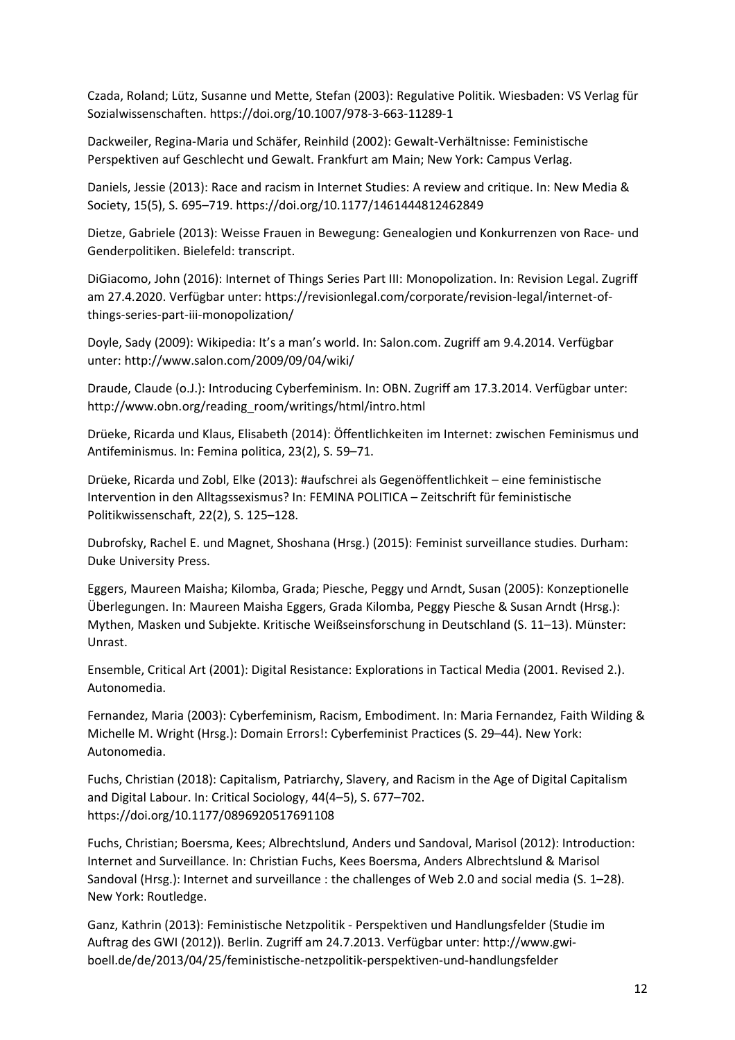Czada, Roland; Lütz, Susanne und Mette, Stefan (2003): Regulative Politik. Wiesbaden: VS Verlag für Sozialwissenschaften. https://doi.org/10.1007/978-3-663-11289-1

Dackweiler, Regina-Maria und Schäfer, Reinhild (2002): Gewalt-Verhältnisse: Feministische Perspektiven auf Geschlecht und Gewalt. Frankfurt am Main; New York: Campus Verlag.

Daniels, Jessie (2013): Race and racism in Internet Studies: A review and critique. In: New Media & Society, 15(5), S. 695–719. https://doi.org/10.1177/1461444812462849

Dietze, Gabriele (2013): Weisse Frauen in Bewegung: Genealogien und Konkurrenzen von Race- und Genderpolitiken. Bielefeld: transcript.

DiGiacomo, John (2016): Internet of Things Series Part III: Monopolization. In: Revision Legal. Zugriff am 27.4.2020. Verfügbar unter: https://revisionlegal.com/corporate/revision-legal/internet-of-things-series-part-iii-monopolization/

Doyle, Sady (2009): Wikipedia: It's a man's world. In: Salon.com. Zugriff am 9.4.2014. Verfügbar unter: http://www.salon.com/2009/09/04/wiki/

Draude, Claude (o.J.): Introducing Cyberfeminism. In: OBN. Zugriff am 17.3.2014. Verfügbar unter: http://www.obn.org/reading_room/writings/html/intro.html

Drüeke, Ricarda und Klaus, Elisabeth (2014): Öffentlichkeiten im Internet: zwischen Feminismus und Antifeminismus. In: Femina politica, 23(2), S. 59–71.

Drüeke, Ricarda und Zobl, Elke (2013): #aufschrei als Gegenöffentlichkeit – eine feministische Intervention in den Alltagssexismus? In: FEMINA POLITICA – Zeitschrift für feministische Politikwissenschaft, 22(2), S. 125–128.

Dubrofsky, Rachel E. und Magnet, Shoshana (Hrsg.) (2015): Feminist surveillance studies. Durham: Duke University Press.

Eggers, Maureen Maisha; Kilomba, Grada; Piesche, Peggy und Arndt, Susan (2005): Konzeptionelle Überlegungen. In: Maureen Maisha Eggers, Grada Kilomba, Peggy Piesche & Susan Arndt (Hrsg.): Mythen, Masken und Subjekte. Kritische Weißseinsforschung in Deutschland (S. 11–13). Münster: Unrast.

Ensemble, Critical Art (2001): Digital Resistance: Explorations in Tactical Media (2001. Revised 2.). Autonomedia.

Fernandez, Maria (2003): Cyberfeminism, Racism, Embodiment. In: Maria Fernandez, Faith Wilding & Michelle M. Wright (Hrsg.): Domain Errors!: Cyberfeminist Practices (S. 29–44). New York: Autonomedia.

Fuchs, Christian (2018): Capitalism, Patriarchy, Slavery, and Racism in the Age of Digital Capitalism and Digital Labour. In: Critical Sociology, 44(4–5), S. 677–702. https://doi.org/10.1177/0896920517691108

Fuchs, Christian; Boersma, Kees; Albrechtslund, Anders und Sandoval, Marisol (2012): Introduction: Internet and Surveillance. In: Christian Fuchs, Kees Boersma, Anders Albrechtslund & Marisol Sandoval (Hrsg.): Internet and surveillance : the challenges of Web 2.0 and social media (S. 1–28). New York: Routledge.

Ganz, Kathrin (2013): Feministische Netzpolitik - Perspektiven und Handlungsfelder (Studie im Auftrag des GWI (2012)). Berlin. Zugriff am 24.7.2013. Verfügbar unter: http://www.gwi-boell.de/de/2013/04/25/feministische-netzpolitik-perspektiven-und-handlungsfelder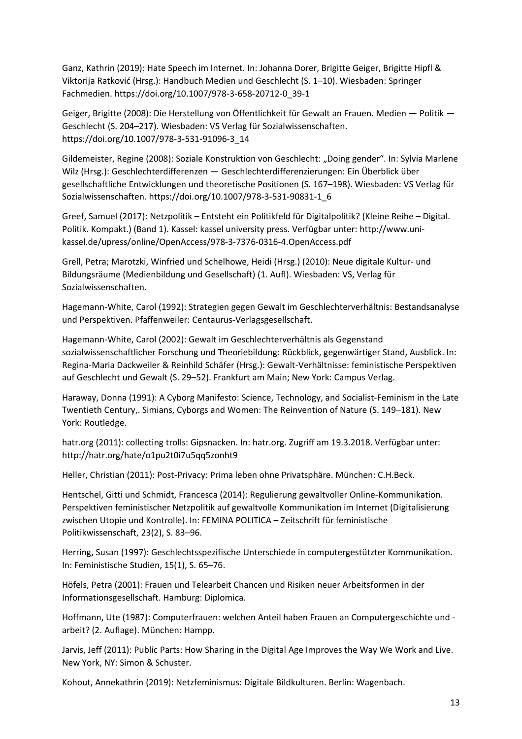Ganz, Kathrin (2019): Hate Speech im Internet. In: Johanna Dorer, Brigitte Geiger, Brigitte Hipfl & Viktorija Ratković (Hrsg.): Handbuch Medien und Geschlecht (S. 1–10). Wiesbaden: Springer Fachmedien. https://doi.org/10.1007/978-3-658-20712-0_39-1

Geiger, Brigitte (2008): Die Herstellung von Öffentlichkeit für Gewalt an Frauen. Medien — Politik — Geschlecht (S. 204–217). Wiesbaden: VS Verlag für Sozialwissenschaften. https://doi.org/10.1007/978-3-531-91096-3_14

Gildemeister, Regine (2008): Soziale Konstruktion von Geschlecht: „Doing gender". In: Sylvia Marlene Wilz (Hrsg.): Geschlechterdifferenzen — Geschlechterdifferenzierungen: Ein Überblick über gesellschaftliche Entwicklungen und theoretische Positionen (S. 167–198). Wiesbaden: VS Verlag für Sozialwissenschaften. https://doi.org/10.1007/978-3-531-90831-1_6

Greef, Samuel (2017): Netzpolitik – Entsteht ein Politikfeld für Digitalpolitik? (Kleine Reihe – Digital. Politik. Kompakt.) (Band 1). Kassel: kassel university press. Verfügbar unter: http://www.uni-kassel.de/upress/online/OpenAccess/978-3-7376-0316-4.OpenAccess.pdf

Grell, Petra; Marotzki, Winfried und Schelhowe, Heidi (Hrsg.) (2010): Neue digitale Kultur- und Bildungsräume (Medienbildung und Gesellschaft) (1. Aufl). Wiesbaden: VS, Verlag für Sozialwissenschaften.

Hagemann-White, Carol (1992): Strategien gegen Gewalt im Geschlechterverhältnis: Bestandsanalyse und Perspektiven. Pfaffenweiler: Centaurus-Verlagsgesellschaft.

Hagemann-White, Carol (2002): Gewalt im Geschlechterverhältnis als Gegenstand sozialwissenschaftlicher Forschung und Theoriebildung: Rückblick, gegenwärtiger Stand, Ausblick. In: Regina-Maria Dackweiler & Reinhild Schäfer (Hrsg.): Gewalt-Verhältnisse: feministische Perspektiven auf Geschlecht und Gewalt (S. 29–52). Frankfurt am Main; New York: Campus Verlag.

Haraway, Donna (1991): A Cyborg Manifesto: Science, Technology, and Socialist-Feminism in the Late Twentieth Century,. Simians, Cyborgs and Women: The Reinvention of Nature (S. 149–181). New York: Routledge.

hatr.org (2011): collecting trolls: Gipsnacken. In: hatr.org. Zugriff am 19.3.2018. Verfügbar unter: http://hatr.org/hate/o1pu2t0i7u5qq5zonht9

Heller, Christian (2011): Post-Privacy: Prima leben ohne Privatsphäre. München: C.H.Beck.

Hentschel, Gitti und Schmidt, Francesca (2014): Regulierung gewaltvoller Online-Kommunikation. Perspektiven feministischer Netzpolitik auf gewaltvolle Kommunikation im Internet (Digitalisierung zwischen Utopie und Kontrolle). In: FEMINA POLITICA – Zeitschrift für feministische Politikwissenschaft, 23(2), S. 83–96.

Herring, Susan (1997): Geschlechtsspezifische Unterschiede in computergestützter Kommunikation. In: Feministische Studien, 15(1), S. 65–76.

Höfels, Petra (2001): Frauen und Telearbeit Chancen und Risiken neuer Arbeitsformen in der Informationsgesellschaft. Hamburg: Diplomica.

Hoffmann, Ute (1987): Computerfrauen: welchen Anteil haben Frauen an Computergeschichte und -arbeit? (2. Auflage). München: Hampp.

Jarvis, Jeff (2011): Public Parts: How Sharing in the Digital Age Improves the Way We Work and Live. New York, NY: Simon & Schuster.

Kohout, Annekathrin (2019): Netzfeminismus: Digitale Bildkulturen. Berlin: Wagenbach.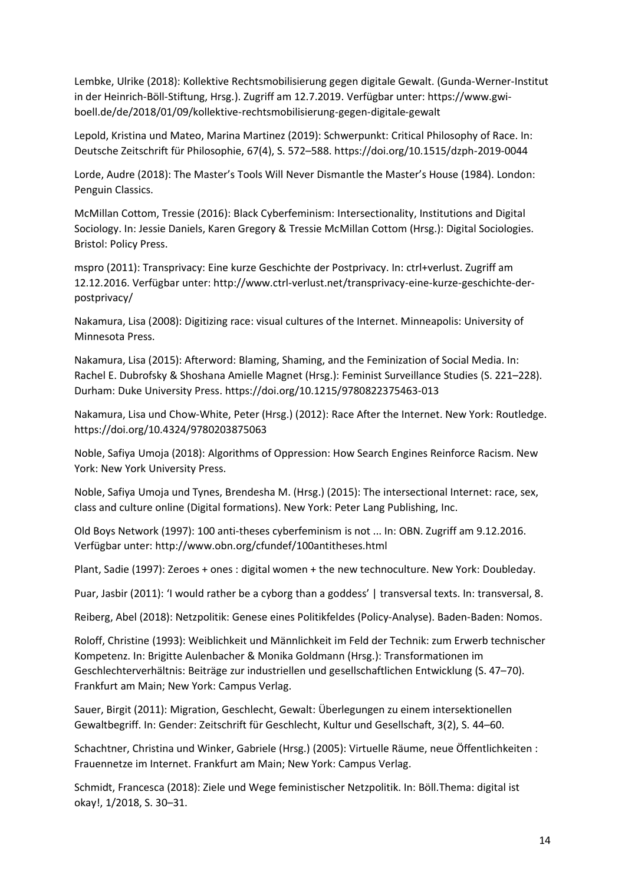Lembke, Ulrike (2018): Kollektive Rechtsmobilisierung gegen digitale Gewalt. (Gunda-Werner-Institut in der Heinrich-Böll-Stiftung, Hrsg.). Zugriff am 12.7.2019. Verfügbar unter: https://www.gwi-boell.de/de/2018/01/09/kollektive-rechtsmobilisierung-gegen-digitale-gewalt

Lepold, Kristina und Mateo, Marina Martinez (2019): Schwerpunkt: Critical Philosophy of Race. In: Deutsche Zeitschrift für Philosophie, 67(4), S. 572–588. https://doi.org/10.1515/dzph-2019-0044

Lorde, Audre (2018): The Master's Tools Will Never Dismantle the Master's House (1984). London: Penguin Classics.

McMillan Cottom, Tressie (2016): Black Cyberfeminism: Intersectionality, Institutions and Digital Sociology. In: Jessie Daniels, Karen Gregory & Tressie McMillan Cottom (Hrsg.): Digital Sociologies. Bristol: Policy Press.

mspro (2011): Transprivacy: Eine kurze Geschichte der Postprivacy. In: ctrl+verlust. Zugriff am 12.12.2016. Verfügbar unter: http://www.ctrl-verlust.net/transprivacy-eine-kurze-geschichte-der-postprivacy/

Nakamura, Lisa (2008): Digitizing race: visual cultures of the Internet. Minneapolis: University of Minnesota Press.

Nakamura, Lisa (2015): Afterword: Blaming, Shaming, and the Feminization of Social Media. In: Rachel E. Dubrofsky & Shoshana Amielle Magnet (Hrsg.): Feminist Surveillance Studies (S. 221–228). Durham: Duke University Press. https://doi.org/10.1215/9780822375463-013

Nakamura, Lisa und Chow-White, Peter (Hrsg.) (2012): Race After the Internet. New York: Routledge. https://doi.org/10.4324/9780203875063

Noble, Safiya Umoja (2018): Algorithms of Oppression: How Search Engines Reinforce Racism. New York: New York University Press.

Noble, Safiya Umoja und Tynes, Brendesha M. (Hrsg.) (2015): The intersectional Internet: race, sex, class and culture online (Digital formations). New York: Peter Lang Publishing, Inc.

Old Boys Network (1997): 100 anti-theses cyberfeminism is not ... In: OBN. Zugriff am 9.12.2016. Verfügbar unter: http://www.obn.org/cfundef/100antitheses.html

Plant, Sadie (1997): Zeroes + ones : digital women + the new technoculture. New York: Doubleday.

Puar, Jasbir (2011): 'I would rather be a cyborg than a goddess' | transversal texts. In: transversal, 8.

Reiberg, Abel (2018): Netzpolitik: Genese eines Politikfeldes (Policy-Analyse). Baden-Baden: Nomos.

Roloff, Christine (1993): Weiblichkeit und Männlichkeit im Feld der Technik: zum Erwerb technischer Kompetenz. In: Brigitte Aulenbacher & Monika Goldmann (Hrsg.): Transformationen im Geschlechterverhältnis: Beiträge zur industriellen und gesellschaftlichen Entwicklung (S. 47–70). Frankfurt am Main; New York: Campus Verlag.

Sauer, Birgit (2011): Migration, Geschlecht, Gewalt: Überlegungen zu einem intersektionellen Gewaltbegriff. In: Gender: Zeitschrift für Geschlecht, Kultur und Gesellschaft, 3(2), S. 44–60.

Schachtner, Christina und Winker, Gabriele (Hrsg.) (2005): Virtuelle Räume, neue Öffentlichkeiten : Frauennetze im Internet. Frankfurt am Main; New York: Campus Verlag.

Schmidt, Francesca (2018): Ziele und Wege feministischer Netzpolitik. In: Böll.Thema: digital ist okay!, 1/2018, S. 30–31.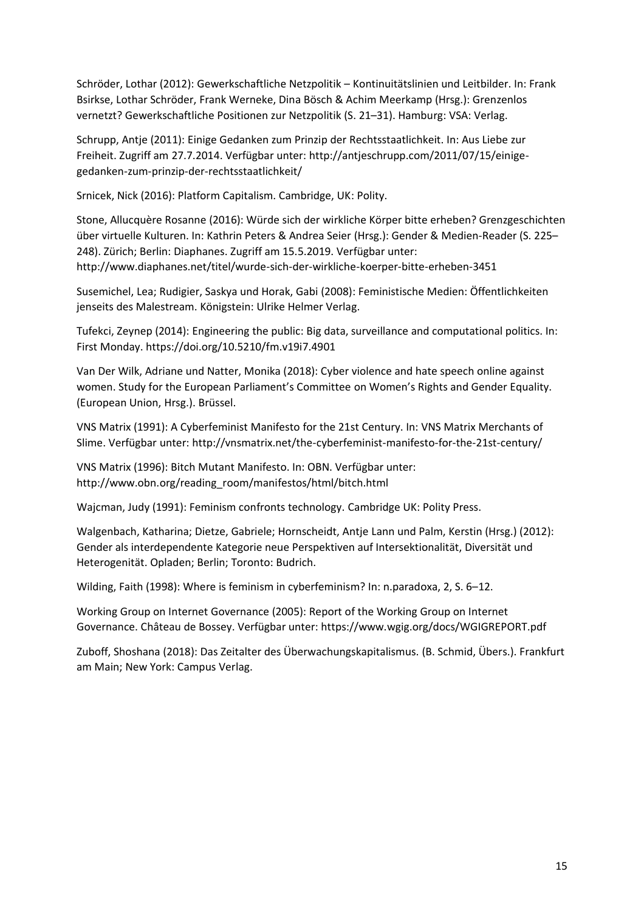Schröder, Lothar (2012): Gewerkschaftliche Netzpolitik – Kontinuitätslinien und Leitbilder. In: Frank Bsirkse, Lothar Schröder, Frank Werneke, Dina Bösch & Achim Meerkamp (Hrsg.): Grenzenlos vernetzt? Gewerkschaftliche Positionen zur Netzpolitik (S. 21–31). Hamburg: VSA: Verlag.

Schrupp, Antje (2011): Einige Gedanken zum Prinzip der Rechtsstaatlichkeit. In: Aus Liebe zur Freiheit. Zugriff am 27.7.2014. Verfügbar unter: http://antjeschrupp.com/2011/07/15/einige-gedanken-zum-prinzip-der-rechtsstaatlichkeit/

Srnicek, Nick (2016): Platform Capitalism. Cambridge, UK: Polity.

Stone, Allucquère Rosanne (2016): Würde sich der wirkliche Körper bitte erheben? Grenzgeschichten über virtuelle Kulturen. In: Kathrin Peters & Andrea Seier (Hrsg.): Gender & Medien-Reader (S. 225–248). Zürich; Berlin: Diaphanes. Zugriff am 15.5.2019. Verfügbar unter: http://www.diaphanes.net/titel/wurde-sich-der-wirkliche-koerper-bitte-erheben-3451

Susemichel, Lea; Rudigier, Saskya und Horak, Gabi (2008): Feministische Medien: Öffentlichkeiten jenseits des Malestream. Königstein: Ulrike Helmer Verlag.

Tufekci, Zeynep (2014): Engineering the public: Big data, surveillance and computational politics. In: First Monday. https://doi.org/10.5210/fm.v19i7.4901

Van Der Wilk, Adriane und Natter, Monika (2018): Cyber violence and hate speech online against women. Study for the European Parliament's Committee on Women's Rights and Gender Equality. (European Union, Hrsg.). Brüssel.

VNS Matrix (1991): A Cyberfeminist Manifesto for the 21st Century. In: VNS Matrix Merchants of Slime. Verfügbar unter: http://vnsmatrix.net/the-cyberfeminist-manifesto-for-the-21st-century/

VNS Matrix (1996): Bitch Mutant Manifesto. In: OBN. Verfügbar unter: http://www.obn.org/reading_room/manifestos/html/bitch.html

Wajcman, Judy (1991): Feminism confronts technology. Cambridge UK: Polity Press.

Walgenbach, Katharina; Dietze, Gabriele; Hornscheidt, Antje Lann und Palm, Kerstin (Hrsg.) (2012): Gender als interdependente Kategorie neue Perspektiven auf Intersektionalität, Diversität und Heterogenität. Opladen; Berlin; Toronto: Budrich.

Wilding, Faith (1998): Where is feminism in cyberfeminism? In: n.paradoxa, 2, S. 6–12.

Working Group on Internet Governance (2005): Report of the Working Group on Internet Governance. Château de Bossey. Verfügbar unter: https://www.wgig.org/docs/WGIGREPORT.pdf

Zuboff, Shoshana (2018): Das Zeitalter des Überwachungskapitalismus. (B. Schmid, Übers.). Frankfurt am Main; New York: Campus Verlag.